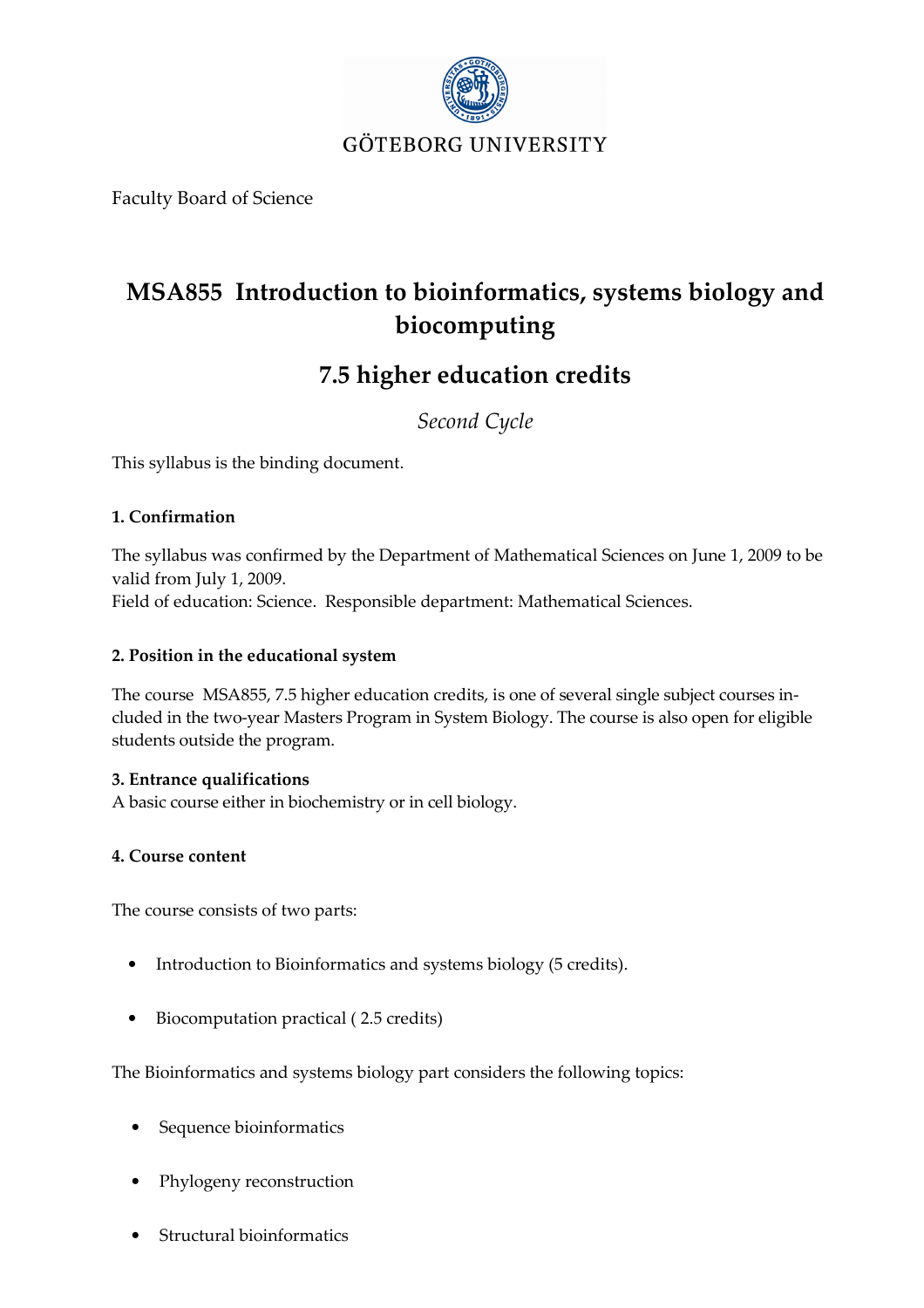GÖTEBORG UNIVERSITY

Faculty Board of Science

# MSA855 Introduction to bioinformatics, systems biology and biocomputing

## 7.5 higher education credits

*Second Cycle*

This syllabus is the binding document.

**1. Confirmation**

The syllabus was confirmed by the Department of Mathematical Sciences on June 1, 2009 to be valid from July 1, 2009.
Field of education: Science. Responsible department: Mathematical Sciences.

**2. Position in the educational system**

The course MSA855, 7.5 higher education credits, is one of several single subject courses included in the two-year Masters Program in System Biology. The course is also open for eligible students outside the program.

**3. Entrance qualifications**
A basic course either in biochemistry or in cell biology.

**4. Course content**

The course consists of two parts:

- Introduction to Bioinformatics and systems biology (5 credits).
- Biocomputation practical ( 2.5 credits)

The Bioinformatics and systems biology part considers the following topics:

- Sequence bioinformatics
- Phylogeny reconstruction
- Structural bioinformatics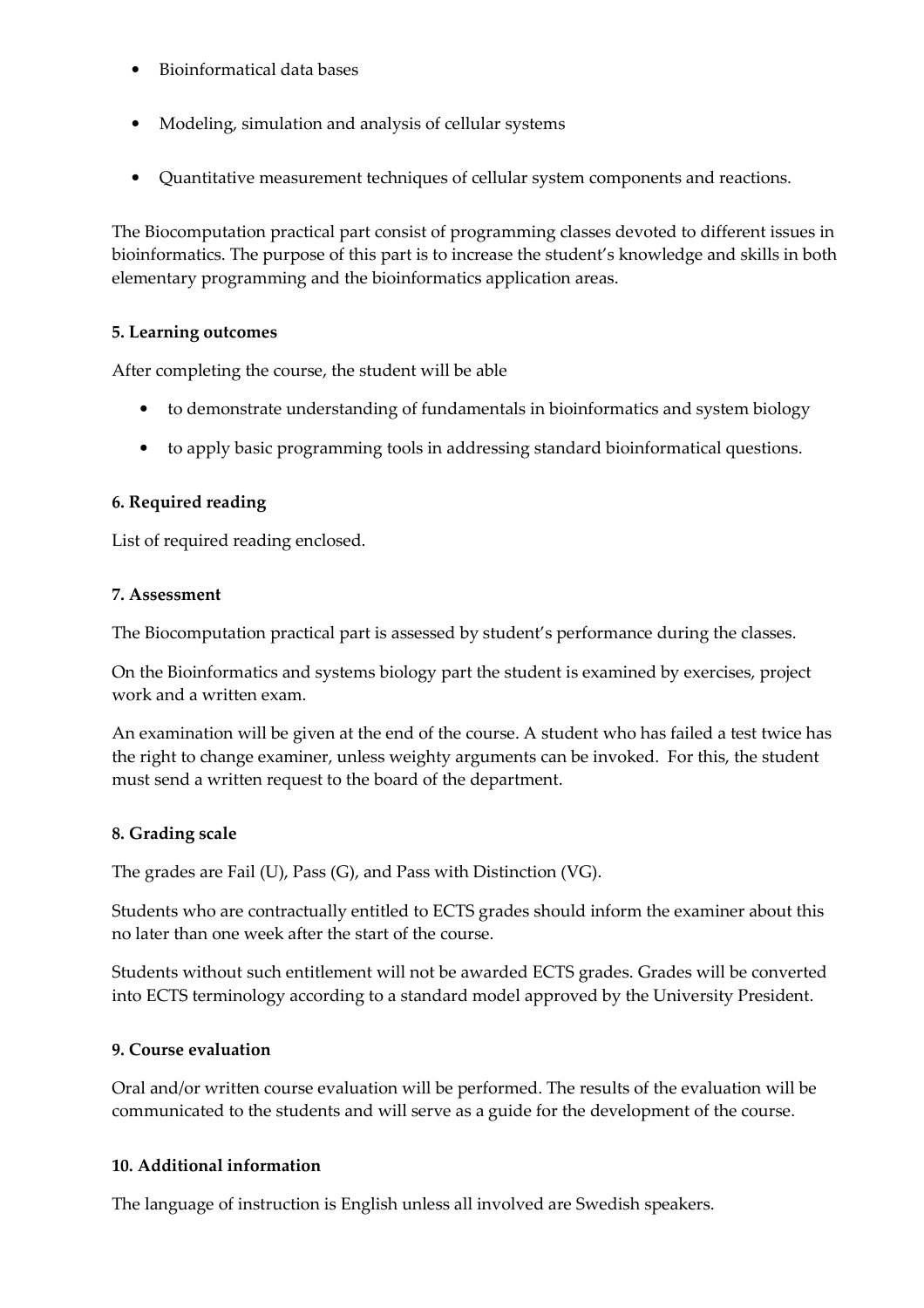- Bioinformatical data bases
- Modeling, simulation and analysis of cellular systems
- Quantitative measurement techniques of cellular system components and reactions.

The Biocomputation practical part consist of programming classes devoted to different issues in bioinformatics. The purpose of this part is to increase the student's knowledge and skills in both elementary programming and the bioinformatics application areas.

#### 5. Learning outcomes

After completing the course, the student will be able

- to demonstrate understanding of fundamentals in bioinformatics and system biology
- to apply basic programming tools in addressing standard bioinformatical questions.

#### 6. Required reading

List of required reading enclosed.

#### 7. Assessment

The Biocomputation practical part is assessed by student's performance during the classes.

On the Bioinformatics and systems biology part the student is examined by exercises, project work and a written exam.

An examination will be given at the end of the course. A student who has failed a test twice has the right to change examiner, unless weighty arguments can be invoked. For this, the student must send a written request to the board of the department.

#### 8. Grading scale

The grades are Fail (U), Pass (G), and Pass with Distinction (VG).

Students who are contractually entitled to ECTS grades should inform the examiner about this no later than one week after the start of the course.

Students without such entitlement will not be awarded ECTS grades. Grades will be converted into ECTS terminology according to a standard model approved by the University President.

#### 9. Course evaluation

Oral and/or written course evaluation will be performed. The results of the evaluation will be communicated to the students and will serve as a guide for the development of the course.

#### 10. Additional information

The language of instruction is English unless all involved are Swedish speakers.